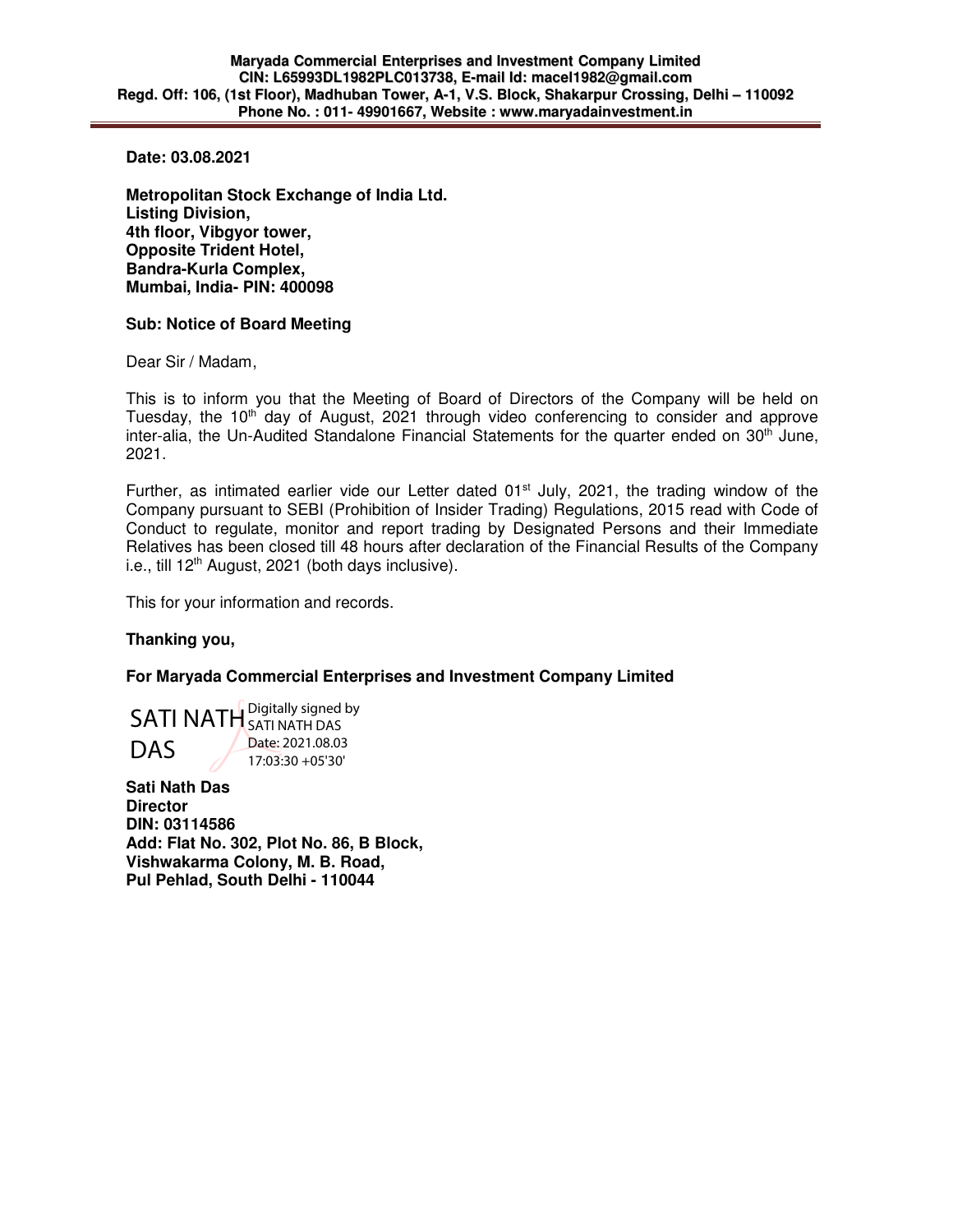**Maryada Commercial Enterprises and Investment Company Limited**
**CIN: L65993DL1982PLC013738, E-mail Id: macel1982@gmail.com**
**Regd. Off: 106, (1st Floor), Madhuban Tower, A-1, V.S. Block, Shakarpur Crossing, Delhi – 110092**
**Phone No. : 011- 49901667, Website : www.maryadainvestment.in**

**Date: 03.08.2021**

**Metropolitan Stock Exchange of India Ltd.**
**Listing Division,**
**4th floor, Vibgyor tower,**
**Opposite Trident Hotel,**
**Bandra-Kurla Complex,**
**Mumbai, India- PIN: 400098**

**Sub: Notice of Board Meeting**

Dear Sir / Madam,

This is to inform you that the Meeting of Board of Directors of the Company will be held on Tuesday, the 10th day of August, 2021 through video conferencing to consider and approve inter-alia, the Un-Audited Standalone Financial Statements for the quarter ended on 30th June, 2021.

Further, as intimated earlier vide our Letter dated 01st July, 2021, the trading window of the Company pursuant to SEBI (Prohibition of Insider Trading) Regulations, 2015 read with Code of Conduct to regulate, monitor and report trading by Designated Persons and their Immediate Relatives has been closed till 48 hours after declaration of the Financial Results of the Company i.e., till 12th August, 2021 (both days inclusive).

This for your information and records.

**Thanking you,**

**For Maryada Commercial Enterprises and Investment Company Limited**

SATI NATH DAS
Digitally signed by SATI NATH DAS
Date: 2021.08.03 17:03:30 +05'30'

**Sati Nath Das**
**Director**
**DIN: 03114586**
**Add: Flat No. 302, Plot No. 86, B Block,**
**Vishwakarma Colony, M. B. Road,**
**Pul Pehlad, South Delhi - 110044**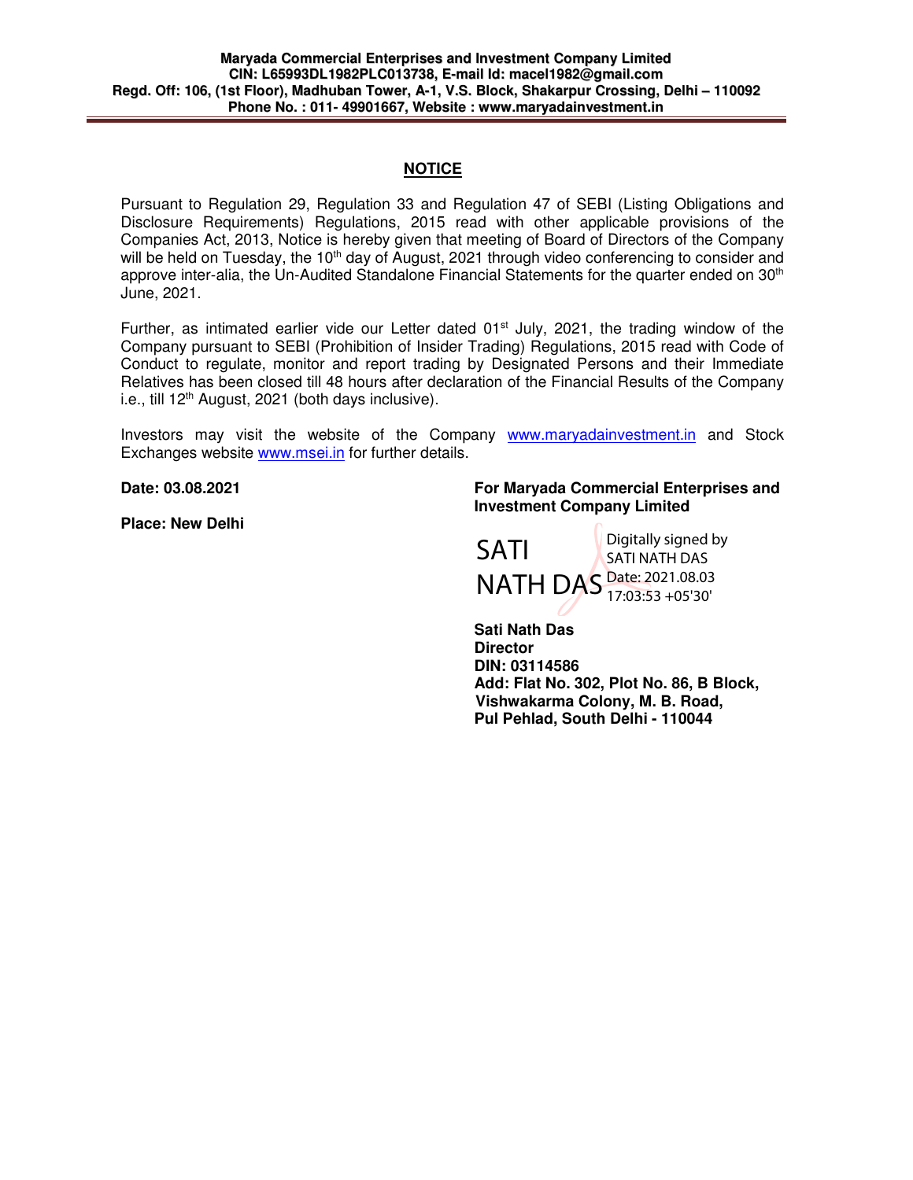**Maryada Commercial Enterprises and Investment Company Limited**
**CIN: L65993DL1982PLC013738, E-mail Id: macel1982@gmail.com**
**Regd. Off: 106, (1st Floor), Madhuban Tower, A-1, V.S. Block, Shakarpur Crossing, Delhi – 110092**
**Phone No. : 011- 49901667, Website : www.maryadainvestment.in**

## NOTICE

Pursuant to Regulation 29, Regulation 33 and Regulation 47 of SEBI (Listing Obligations and Disclosure Requirements) Regulations, 2015 read with other applicable provisions of the Companies Act, 2013, Notice is hereby given that meeting of Board of Directors of the Company will be held on Tuesday, the 10th day of August, 2021 through video conferencing to consider and approve inter-alia, the Un-Audited Standalone Financial Statements for the quarter ended on 30th June, 2021.

Further, as intimated earlier vide our Letter dated 01st July, 2021, the trading window of the Company pursuant to SEBI (Prohibition of Insider Trading) Regulations, 2015 read with Code of Conduct to regulate, monitor and report trading by Designated Persons and their Immediate Relatives has been closed till 48 hours after declaration of the Financial Results of the Company i.e., till 12th August, 2021 (both days inclusive).

Investors may visit the website of the Company www.maryadainvestment.in and Stock Exchanges website www.msei.in for further details.

**Date: 03.08.2021**

**Place: New Delhi**

**For Maryada Commercial Enterprises and Investment Company Limited**

SATI NATH DAS
Digitally signed by SATI NATH DAS
Date: 2021.08.03 17:03:53 +05'30'

**Sati Nath Das**
**Director**
**DIN: 03114586**
**Add: Flat No. 302, Plot No. 86, B Block, Vishwakarma Colony, M. B. Road, Pul Pehlad, South Delhi - 110044**